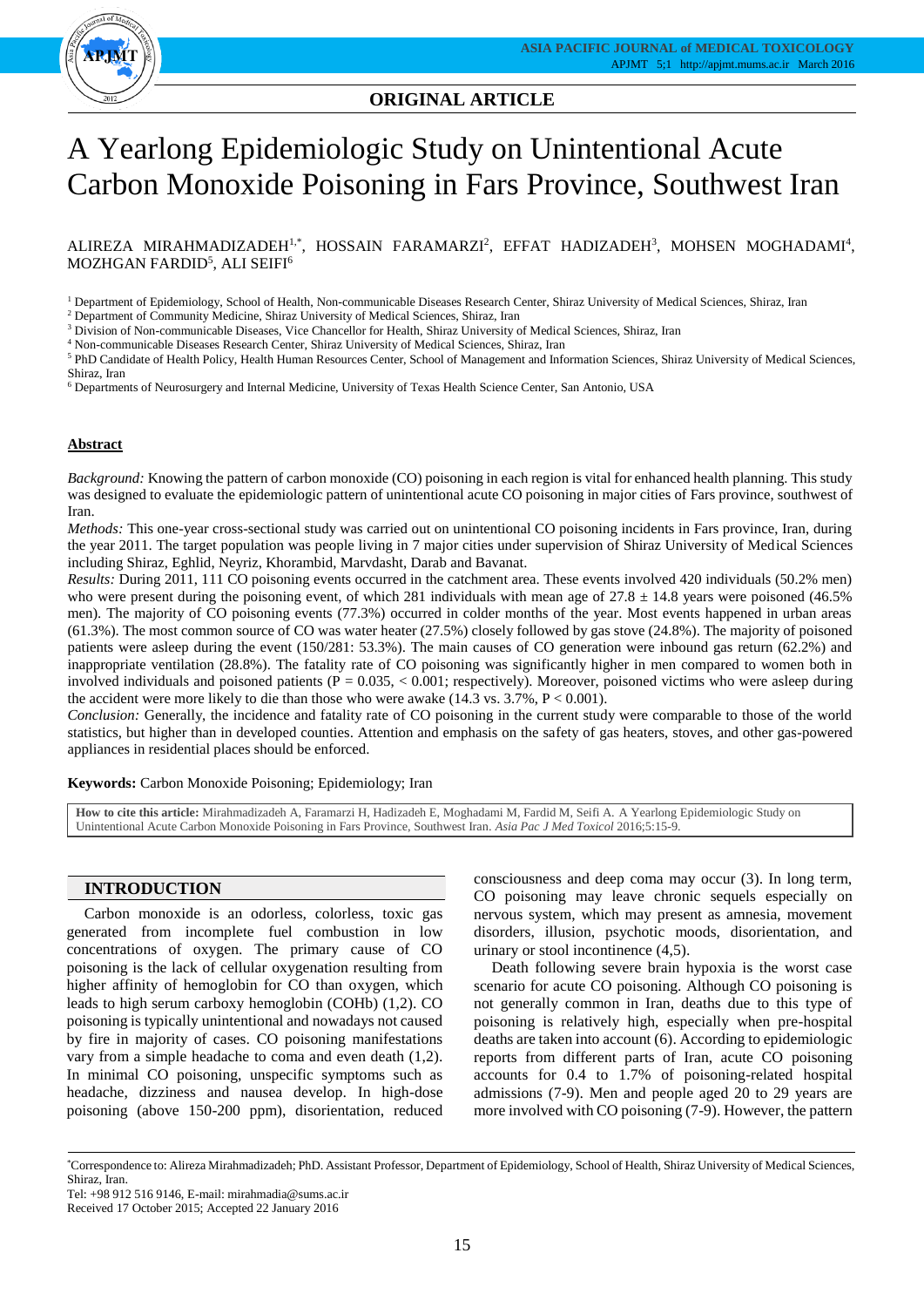**ORIGINAL ARTICLE**

# A Yearlong Epidemiologic Study on Unintentional Acute Carbon Monoxide Poisoning in Fars Province, Southwest Iran

ALIREZA MIRAHMADIZADEH[1,*], HOSSAIN FARAMARZI[2], EFFAT HADIZADEH[3], MOHSEN MOGHADAMI[4], MOZHGAN FARDID[5], ALI SEIFI[6]

[1] Department of Epidemiology, School of Health, Non-communicable Diseases Research Center, Shiraz University of Medical Sciences, Shiraz, Iran
[2] Department of Community Medicine, Shiraz University of Medical Sciences, Shiraz, Iran
[3] Division of Non-communicable Diseases, Vice Chancellor for Health, Shiraz University of Medical Sciences, Shiraz, Iran
[4] Non-communicable Diseases Research Center, Shiraz University of Medical Sciences, Shiraz, Iran
[5] PhD Candidate of Health Policy, Health Human Resources Center, School of Management and Information Sciences, Shiraz University of Medical Sciences, Shiraz, Iran
[6] Departments of Neurosurgery and Internal Medicine, University of Texas Health Science Center, San Antonio, USA

## Abstract

*Background:* Knowing the pattern of carbon monoxide (CO) poisoning in each region is vital for enhanced health planning. This study was designed to evaluate the epidemiologic pattern of unintentional acute CO poisoning in major cities of Fars province, southwest of Iran.

*Methods:* This one-year cross-sectional study was carried out on unintentional CO poisoning incidents in Fars province, Iran, during the year 2011. The target population was people living in 7 major cities under supervision of Shiraz University of Medical Sciences including Shiraz, Eghlid, Neyriz, Khorambid, Marvdasht, Darab and Bavanat.

*Results:* During 2011, 111 CO poisoning events occurred in the catchment area. These events involved 420 individuals (50.2% men) who were present during the poisoning event, of which 281 individuals with mean age of 27.8 ± 14.8 years were poisoned (46.5% men). The majority of CO poisoning events (77.3%) occurred in colder months of the year. Most events happened in urban areas (61.3%). The most common source of CO was water heater (27.5%) closely followed by gas stove (24.8%). The majority of poisoned patients were asleep during the event (150/281: 53.3%). The main causes of CO generation were inbound gas return (62.2%) and inappropriate ventilation (28.8%). The fatality rate of CO poisoning was significantly higher in men compared to women both in involved individuals and poisoned patients ($P = 0.035$, $< 0.001$; respectively). Moreover, poisoned victims who were asleep during the accident were more likely to die than those who were awake (14.3 vs. 3.7%, $P < 0.001$).

*Conclusion:* Generally, the incidence and fatality rate of CO poisoning in the current study were comparable to those of the world statistics, but higher than in developed counties. Attention and emphasis on the safety of gas heaters, stoves, and other gas-powered appliances in residential places should be enforced.

**Keywords:** Carbon Monoxide Poisoning; Epidemiology; Iran

**How to cite this article:** Mirahmadizadeh A, Faramarzi H, Hadizadeh E, Moghadami M, Fardid M, Seifi A. A Yearlong Epidemiologic Study on Unintentional Acute Carbon Monoxide Poisoning in Fars Province, Southwest Iran. *Asia Pac J Med Toxicol* 2016;5:15-9.

## INTRODUCTION

Carbon monoxide is an odorless, colorless, toxic gas generated from incomplete fuel combustion in low concentrations of oxygen. The primary cause of CO poisoning is the lack of cellular oxygenation resulting from higher affinity of hemoglobin for CO than oxygen, which leads to high serum carboxy hemoglobin (COHb) (1,2). CO poisoning is typically unintentional and nowadays not caused by fire in majority of cases. CO poisoning manifestations vary from a simple headache to coma and even death (1,2). In minimal CO poisoning, unspecific symptoms such as headache, dizziness and nausea develop. In high-dose poisoning (above 150-200 ppm), disorientation, reduced consciousness and deep coma may occur (3). In long term, CO poisoning may leave chronic sequels especially on nervous system, which may present as amnesia, movement disorders, illusion, psychotic moods, disorientation, and urinary or stool incontinence (4,5).

Death following severe brain hypoxia is the worst case scenario for acute CO poisoning. Although CO poisoning is not generally common in Iran, deaths due to this type of poisoning is relatively high, especially when pre-hospital deaths are taken into account (6). According to epidemiologic reports from different parts of Iran, acute CO poisoning accounts for 0.4 to 1.7% of poisoning-related hospital admissions (7-9). Men and people aged 20 to 29 years are more involved with CO poisoning (7-9). However, the pattern

[*]Correspondence to: Alireza Mirahmadizadeh; PhD. Assistant Professor, Department of Epidemiology, School of Health, Shiraz University of Medical Sciences, Shiraz, Iran.
Tel: +98 912 516 9146, E-mail: mirahmadia@sums.ac.ir
Received 17 October 2015; Accepted 22 January 2016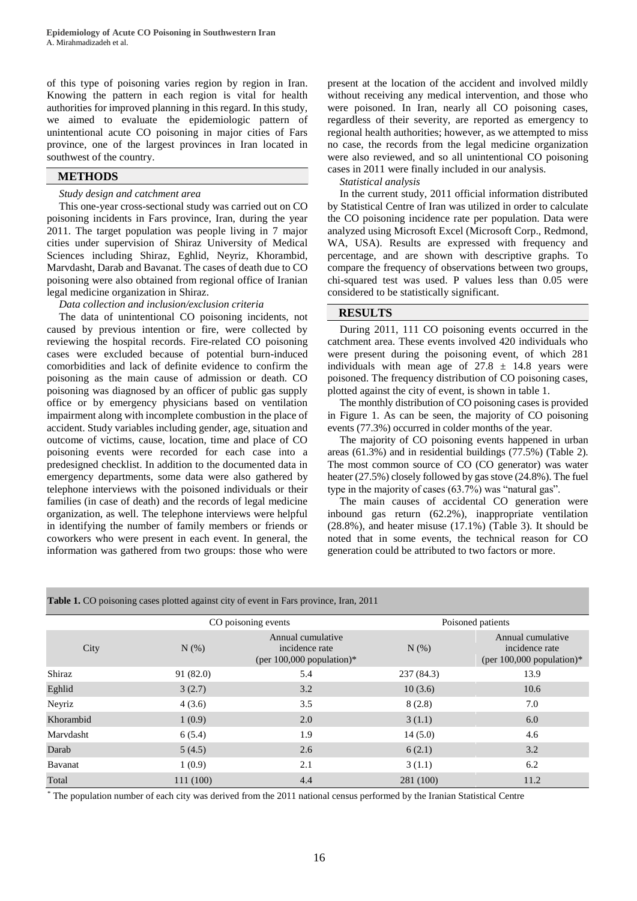of this type of poisoning varies region by region in Iran. Knowing the pattern in each region is vital for health authorities for improved planning in this regard. In this study, we aimed to evaluate the epidemiologic pattern of unintentional acute CO poisoning in major cities of Fars province, one of the largest provinces in Iran located in southwest of the country.

## METHODS

*Study design and catchment area*

This one-year cross-sectional study was carried out on CO poisoning incidents in Fars province, Iran, during the year 2011. The target population was people living in 7 major cities under supervision of Shiraz University of Medical Sciences including Shiraz, Eghlid, Neyriz, Khorambid, Marvdasht, Darab and Bavanat. The cases of death due to CO poisoning were also obtained from regional office of Iranian legal medicine organization in Shiraz.

*Data collection and inclusion/exclusion criteria*

The data of unintentional CO poisoning incidents, not caused by previous intention or fire, were collected by reviewing the hospital records. Fire-related CO poisoning cases were excluded because of potential burn-induced comorbidities and lack of definite evidence to confirm the poisoning as the main cause of admission or death. CO poisoning was diagnosed by an officer of public gas supply office or by emergency physicians based on ventilation impairment along with incomplete combustion in the place of accident. Study variables including gender, age, situation and outcome of victims, cause, location, time and place of CO poisoning events were recorded for each case into a predesigned checklist. In addition to the documented data in emergency departments, some data were also gathered by telephone interviews with the poisoned individuals or their families (in case of death) and the records of legal medicine organization, as well. The telephone interviews were helpful in identifying the number of family members or friends or coworkers who were present in each event. In general, the information was gathered from two groups: those who were present at the location of the accident and involved mildly without receiving any medical intervention, and those who were poisoned. In Iran, nearly all CO poisoning cases, regardless of their severity, are reported as emergency to regional health authorities; however, as we attempted to miss no case, the records from the legal medicine organization were also reviewed, and so all unintentional CO poisoning cases in 2011 were finally included in our analysis.

*Statistical analysis*

In the current study, 2011 official information distributed by Statistical Centre of Iran was utilized in order to calculate the CO poisoning incidence rate per population. Data were analyzed using Microsoft Excel (Microsoft Corp., Redmond, WA, USA). Results are expressed with frequency and percentage, and are shown with descriptive graphs. To compare the frequency of observations between two groups, chi-squared test was used. P values less than 0.05 were considered to be statistically significant.

## RESULTS

During 2011, 111 CO poisoning events occurred in the catchment area. These events involved 420 individuals who were present during the poisoning event, of which 281 individuals with mean age of $27.8 \pm 14.8$ years were poisoned. The frequency distribution of CO poisoning cases, plotted against the city of event, is shown in table 1.

The monthly distribution of CO poisoning cases is provided in Figure 1. As can be seen, the majority of CO poisoning events (77.3%) occurred in colder months of the year.

The majority of CO poisoning events happened in urban areas (61.3%) and in residential buildings (77.5%) (Table 2). The most common source of CO (CO generator) was water heater (27.5%) closely followed by gas stove (24.8%). The fuel type in the majority of cases (63.7%) was "natural gas".

The main causes of accidental CO generation were inbound gas return (62.2%), inappropriate ventilation (28.8%), and heater misuse (17.1%) (Table 3). It should be noted that in some events, the technical reason for CO generation could be attributed to two factors or more.

**Table 1.** CO poisoning cases plotted against city of event in Fars province, Iran, 2011

| City | CO poisoning events | | Poisoned patients | |
|---|---|---|---|---|
| | N (%) | Annual cumulative incidence rate (per 100,000 population)* | N (%) | Annual cumulative incidence rate (per 100,000 population)* |
| Shiraz | 91 (82.0) | 5.4 | 237 (84.3) | 13.9 |
| Eghlid | 3 (2.7) | 3.2 | 10 (3.6) | 10.6 |
| Neyriz | 4 (3.6) | 3.5 | 8 (2.8) | 7.0 |
| Khorambid | 1 (0.9) | 2.0 | 3 (1.1) | 6.0 |
| Marvdasht | 6 (5.4) | 1.9 | 14 (5.0) | 4.6 |
| Darab | 5 (4.5) | 2.6 | 6 (2.1) | 3.2 |
| Bavanat | 1 (0.9) | 2.1 | 3 (1.1) | 6.2 |
| Total | 111 (100) | 4.4 | 281 (100) | 11.2 |

* The population number of each city was derived from the 2011 national census performed by the Iranian Statistical Centre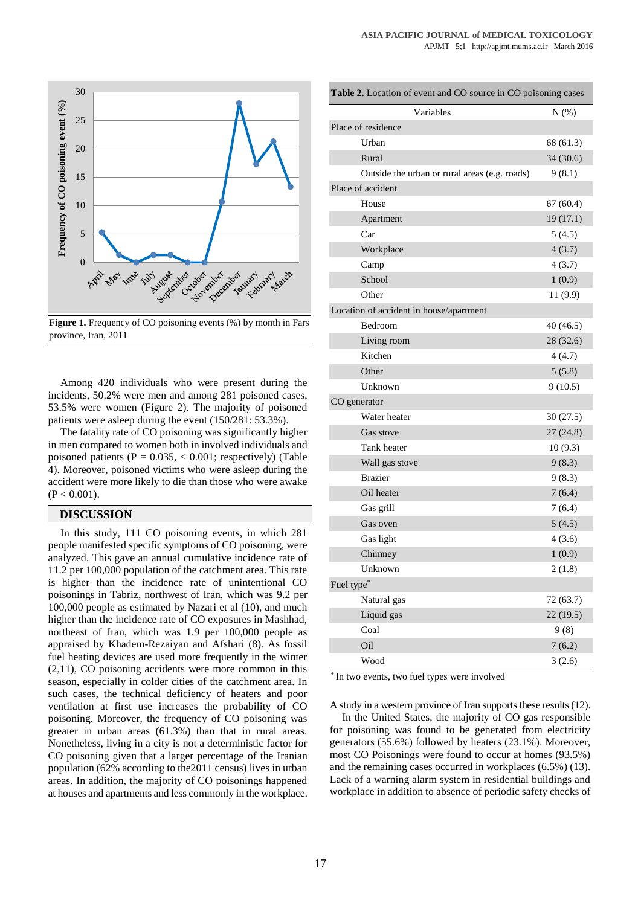Figure 1. Frequency of CO poisoning events (%) by month in Fars province, Iran, 2011

Among 420 individuals who were present during the incidents, 50.2% were men and among 281 poisoned cases, 53.5% were women (Figure 2). The majority of poisoned patients were asleep during the event (150/281: 53.3%).

The fatality rate of CO poisoning was significantly higher in men compared to women both in involved individuals and poisoned patients (P = 0.035, < 0.001; respectively) (Table 4). Moreover, poisoned victims who were asleep during the accident were more likely to die than those who were awake (P < 0.001).

## DISCUSSION

In this study, 111 CO poisoning events, in which 281 people manifested specific symptoms of CO poisoning, were analyzed. This gave an annual cumulative incidence rate of 11.2 per 100,000 population of the catchment area. This rate is higher than the incidence rate of unintentional CO poisonings in Tabriz, northwest of Iran, which was 9.2 per 100,000 people as estimated by Nazari et al (10), and much higher than the incidence rate of CO exposures in Mashhad, northeast of Iran, which was 1.9 per 100,000 people as appraised by Khadem-Rezaiyan and Afshari (8). As fossil fuel heating devices are used more frequently in the winter (2,11), CO poisoning accidents were more common in this season, especially in colder cities of the catchment area. In such cases, the technical deficiency of heaters and poor ventilation at first use increases the probability of CO poisoning. Moreover, the frequency of CO poisoning was greater in urban areas (61.3%) than that in rural areas. Nonetheless, living in a city is not a deterministic factor for CO poisoning given that a larger percentage of the Iranian population (62% according to the2011 census) lives in urban areas. In addition, the majority of CO poisonings happened at houses and apartments and less commonly in the workplace.

**Table 2.** Location of event and CO source in CO poisoning cases

| Variables | N (%) |
|---|---|
| Place of residence | |
| Urban | 68 (61.3) |
| Rural | 34 (30.6) |
| Outside the urban or rural areas (e.g. roads) | 9 (8.1) |
| Place of accident | |
| House | 67 (60.4) |
| Apartment | 19 (17.1) |
| Car | 5 (4.5) |
| Workplace | 4 (3.7) |
| Camp | 4 (3.7) |
| School | 1 (0.9) |
| Other | 11 (9.9) |
| Location of accident in house/apartment | |
| Bedroom | 40 (46.5) |
| Living room | 28 (32.6) |
| Kitchen | 4 (4.7) |
| Other | 5 (5.8) |
| Unknown | 9 (10.5) |
| CO generator | |
| Water heater | 30 (27.5) |
| Gas stove | 27 (24.8) |
| Tank heater | 10 (9.3) |
| Wall gas stove | 9 (8.3) |
| Brazier | 9 (8.3) |
| Oil heater | 7 (6.4) |
| Gas grill | 7 (6.4) |
| Gas oven | 5 (4.5) |
| Gas light | 4 (3.6) |
| Chimney | 1 (0.9) |
| Unknown | 2 (1.8) |
| Fuel type* | |
| Natural gas | 72 (63.7) |
| Liquid gas | 22 (19.5) |
| Coal | 9 (8) |
| Oil | 7 (6.2) |
| Wood | 3 (2.6) |

* In two events, two fuel types were involved

A study in a western province of Iran supports these results (12).

In the United States, the majority of CO gas responsible for poisoning was found to be generated from electricity generators (55.6%) followed by heaters (23.1%). Moreover, most CO Poisonings were found to occur at homes (93.5%) and the remaining cases occurred in workplaces (6.5%) (13). Lack of a warning alarm system in residential buildings and workplace in addition to absence of periodic safety checks of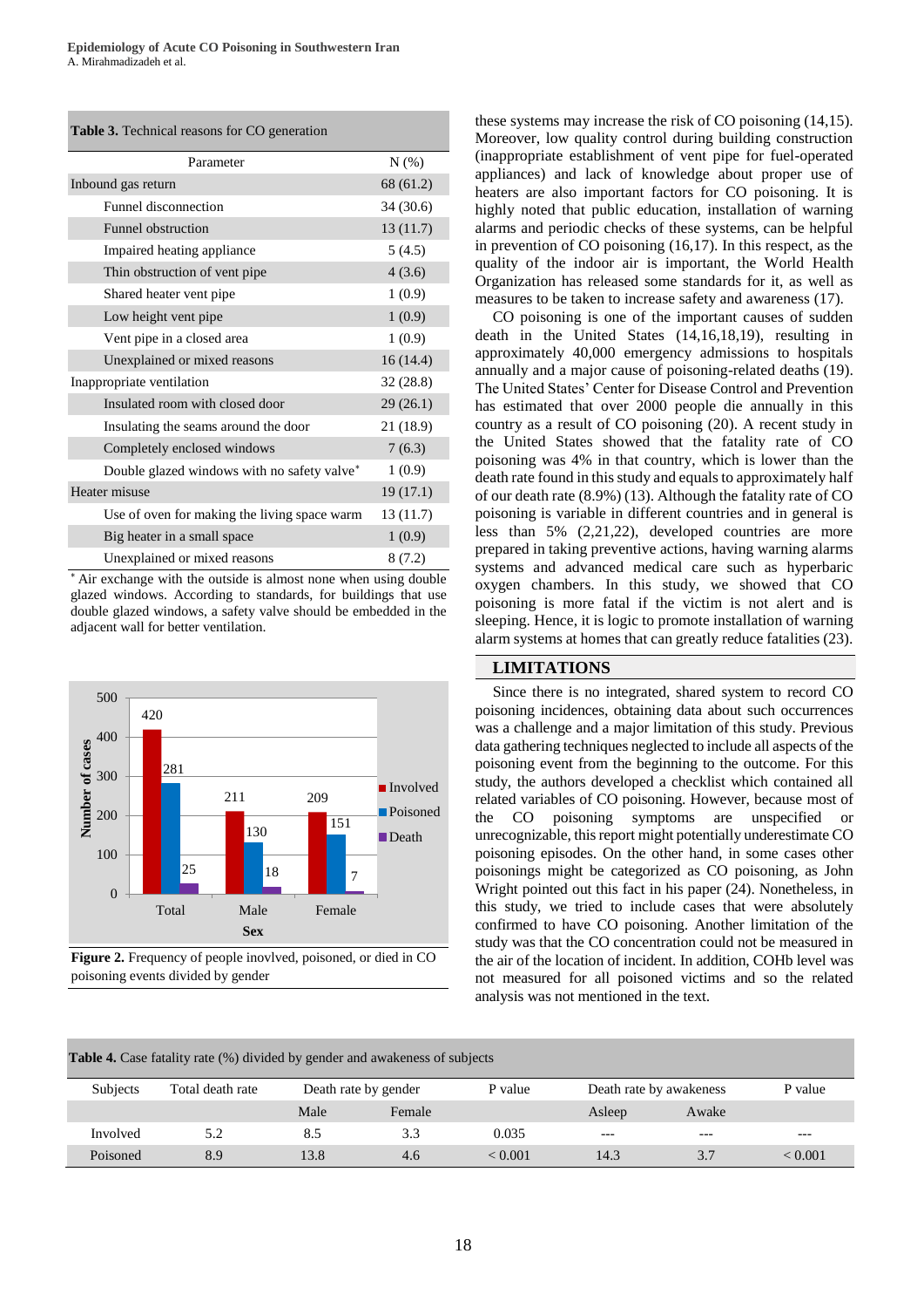**Table 3.** Technical reasons for CO generation

| Parameter | N (%) |
|---|---|
| Inbound gas return | 68 (61.2) |
| Funnel disconnection | 34 (30.6) |
| Funnel obstruction | 13 (11.7) |
| Impaired heating appliance | 5 (4.5) |
| Thin obstruction of vent pipe | 4 (3.6) |
| Shared heater vent pipe | 1 (0.9) |
| Low height vent pipe | 1 (0.9) |
| Vent pipe in a closed area | 1 (0.9) |
| Unexplained or mixed reasons | 16 (14.4) |
| Inappropriate ventilation | 32 (28.8) |
| Insulated room with closed door | 29 (26.1) |
| Insulating the seams around the door | 21 (18.9) |
| Completely enclosed windows | 7 (6.3) |
| Double glazed windows with no safety valve* | 1 (0.9) |
| Heater misuse | 19 (17.1) |
| Use of oven for making the living space warm | 13 (11.7) |
| Big heater in a small space | 1 (0.9) |
| Unexplained or mixed reasons | 8 (7.2) |

* Air exchange with the outside is almost none when using double glazed windows. According to standards, for buildings that use double glazed windows, a safety valve should be embedded in the adjacent wall for better ventilation.

**Figure 2.** Frequency of people inovlved, poisoned, or died in CO poisoning events divided by gender

these systems may increase the risk of CO poisoning (14,15). Moreover, low quality control during building construction (inappropriate establishment of vent pipe for fuel-operated appliances) and lack of knowledge about proper use of heaters are also important factors for CO poisoning. It is highly noted that public education, installation of warning alarms and periodic checks of these systems, can be helpful in prevention of CO poisoning (16,17). In this respect, as the quality of the indoor air is important, the World Health Organization has released some standards for it, as well as measures to be taken to increase safety and awareness (17).

CO poisoning is one of the important causes of sudden death in the United States (14,16,18,19), resulting in approximately 40,000 emergency admissions to hospitals annually and a major cause of poisoning-related deaths (19). The United States' Center for Disease Control and Prevention has estimated that over 2000 people die annually in this country as a result of CO poisoning (20). A recent study in the United States showed that the fatality rate of CO poisoning was 4% in that country, which is lower than the death rate found in this study and equals to approximately half of our death rate (8.9%) (13). Although the fatality rate of CO poisoning is variable in different countries and in general is less than 5% (2,21,22), developed countries are more prepared in taking preventive actions, having warning alarms systems and advanced medical care such as hyperbaric oxygen chambers. In this study, we showed that CO poisoning is more fatal if the victim is not alert and is sleeping. Hence, it is logic to promote installation of warning alarm systems at homes that can greatly reduce fatalities (23).

## LIMITATIONS

Since there is no integrated, shared system to record CO poisoning incidences, obtaining data about such occurrences was a challenge and a major limitation of this study. Previous data gathering techniques neglected to include all aspects of the poisoning event from the beginning to the outcome. For this study, the authors developed a checklist which contained all related variables of CO poisoning. However, because most of the CO poisoning symptoms are unspecified or unrecognizable, this report might potentially underestimate CO poisoning episodes. On the other hand, in some cases other poisonings might be categorized as CO poisoning, as John Wright pointed out this fact in his paper (24). Nonetheless, in this study, we tried to include cases that were absolutely confirmed to have CO poisoning. Another limitation of the study was that the CO concentration could not be measured in the air of the location of incident. In addition, COHb level was not measured for all poisoned victims and so the related analysis was not mentioned in the text.

**Table 4.** Case fatality rate (%) divided by gender and awakeness of subjects

| Subjects | Total death rate | Death rate by gender | | P value | Death rate by awakeness | | P value |
|---|---|---|---|---|---|---|---|
| | | Male | Female | | Asleep | Awake | |
| Involved | 5.2 | 8.5 | 3.3 | 0.035 | --- | --- | --- |
| Poisoned | 8.9 | 13.8 | 4.6 | < 0.001 | 14.3 | 3.7 | < 0.001 |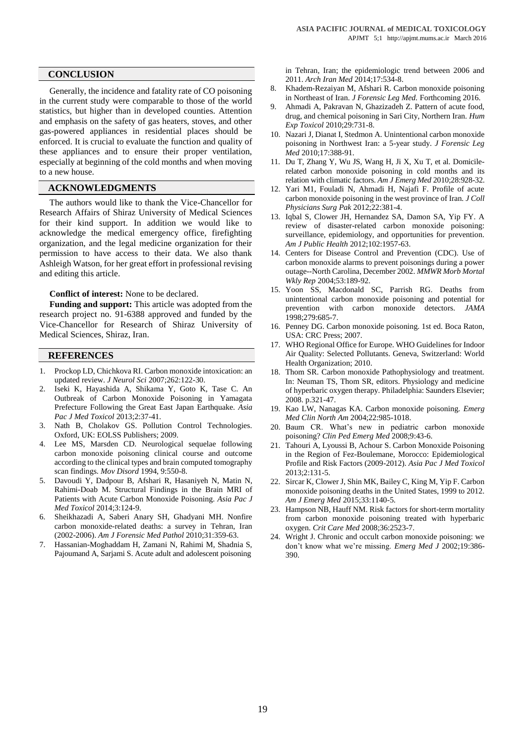## CONCLUSION

Generally, the incidence and fatality rate of CO poisoning in the current study were comparable to those of the world statistics, but higher than in developed counties. Attention and emphasis on the safety of gas heaters, stoves, and other gas-powered appliances in residential places should be enforced. It is crucial to evaluate the function and quality of these appliances and to ensure their proper ventilation, especially at beginning of the cold months and when moving to a new house.

## ACKNOWLEDGMENTS

The authors would like to thank the Vice-Chancellor for Research Affairs of Shiraz University of Medical Sciences for their kind support. In addition we would like to acknowledge the medical emergency office, firefighting organization, and the legal medicine organization for their permission to have access to their data. We also thank Ashleigh Watson, for her great effort in professional revising and editing this article.

**Conflict of interest:** None to be declared.

**Funding and support:** This article was adopted from the research project no. 91-6388 approved and funded by the Vice-Chancellor for Research of Shiraz University of Medical Sciences, Shiraz, Iran.

## REFERENCES

1. Prockop LD, Chichkova RI. Carbon monoxide intoxication: an updated review. *J Neurol Sci* 2007;262:122-30.
2. Iseki K, Hayashida A, Shikama Y, Goto K, Tase C. An Outbreak of Carbon Monoxide Poisoning in Yamagata Prefecture Following the Great East Japan Earthquake. *Asia Pac J Med Toxicol* 2013;2:37-41.
3. Nath B, Cholakov GS. Pollution Control Technologies. Oxford, UK: EOLSS Publishers; 2009.
4. Lee MS, Marsden CD. Neurological sequelae following carbon monoxide poisoning clinical course and outcome according to the clinical types and brain computed tomography scan findings. *Mov Disord* 1994, 9:550-8.
5. Davoudi Y, Dadpour B, Afshari R, Hasaniyeh N, Matin N, Rahimi-Doab M. Structural Findings in the Brain MRI of Patients with Acute Carbon Monoxide Poisoning. *Asia Pac J Med Toxicol* 2014;3:124-9.
6. Sheikhazadi A, Saberi Anary SH, Ghadyani MH. Nonfire carbon monoxide-related deaths: a survey in Tehran, Iran (2002-2006). *Am J Forensic Med Pathol* 2010;31:359-63.
7. Hassanian-Moghaddam H, Zamani N, Rahimi M, Shadnia S, Pajoumand A, Sarjami S. Acute adult and adolescent poisoning in Tehran, Iran; the epidemiologic trend between 2006 and 2011. *Arch Iran Med* 2014;17:534-8.
8. Khadem-Rezaiyan M, Afshari R. Carbon monoxide poisoning in Northeast of Iran. *J Forensic Leg Med.* Forthcoming 2016.
9. Ahmadi A, Pakravan N, Ghazizadeh Z. Pattern of acute food, drug, and chemical poisoning in Sari City, Northern Iran. *Hum Exp Toxicol* 2010;29:731-8.
10. Nazari J, Dianat I, Stedmon A. Unintentional carbon monoxide poisoning in Northwest Iran: a 5-year study. *J Forensic Leg Med* 2010;17:388-91.
11. Du T, Zhang Y, Wu JS, Wang H, Ji X, Xu T, et al. Domicile-related carbon monoxide poisoning in cold months and its relation with climatic factors. *Am J Emerg Med* 2010;28:928-32.
12. Yari M1, Fouladi N, Ahmadi H, Najafi F. Profile of acute carbon monoxide poisoning in the west province of Iran. *J Coll Physicians Surg Pak* 2012;22:381-4.
13. Iqbal S, Clower JH, Hernandez SA, Damon SA, Yip FY. A review of disaster-related carbon monoxide poisoning: surveillance, epidemiology, and opportunities for prevention. *Am J Public Health* 2012;102:1957-63.
14. Centers for Disease Control and Prevention (CDC). Use of carbon monoxide alarms to prevent poisonings during a power outage--North Carolina, December 2002. *MMWR Morb Mortal Wkly Rep* 2004;53:189-92.
15. Yoon SS, Macdonald SC, Parrish RG. Deaths from unintentional carbon monoxide poisoning and potential for prevention with carbon monoxide detectors. *JAMA* 1998;279:685-7.
16. Penney DG. Carbon monoxide poisoning. 1st ed. Boca Raton, USA: CRC Press; 2007.
17. WHO Regional Office for Europe. WHO Guidelines for Indoor Air Quality: Selected Pollutants. Geneva, Switzerland: World Health Organization; 2010.
18. Thom SR. Carbon monoxide Pathophysiology and treatment. In: Neuman TS, Thom SR, editors. Physiology and medicine of hyperbaric oxygen therapy. Philadelphia: Saunders Elsevier; 2008. p.321-47.
19. Kao LW, Nanagas KA. Carbon monoxide poisoning. *Emerg Med Clin North Am* 2004;22:985-1018.
20. Baum CR. What's new in pediatric carbon monoxide poisoning? *Clin Ped Emerg Med* 2008;9:43-6.
21. Tahouri A, Lyoussi B, Achour S. Carbon Monoxide Poisoning in the Region of Fez-Boulemane, Morocco: Epidemiological Profile and Risk Factors (2009-2012). *Asia Pac J Med Toxicol* 2013;2:131-5.
22. Sircar K, Clower J, Shin MK, Bailey C, King M, Yip F. Carbon monoxide poisoning deaths in the United States, 1999 to 2012. *Am J Emerg Med* 2015;33:1140-5.
23. Hampson NB, Hauff NM. Risk factors for short-term mortality from carbon monoxide poisoning treated with hyperbaric oxygen. *Crit Care Med* 2008;36:2523-7.
24. Wright J. Chronic and occult carbon monoxide poisoning: we don't know what we're missing. *Emerg Med J* 2002;19:386-390.